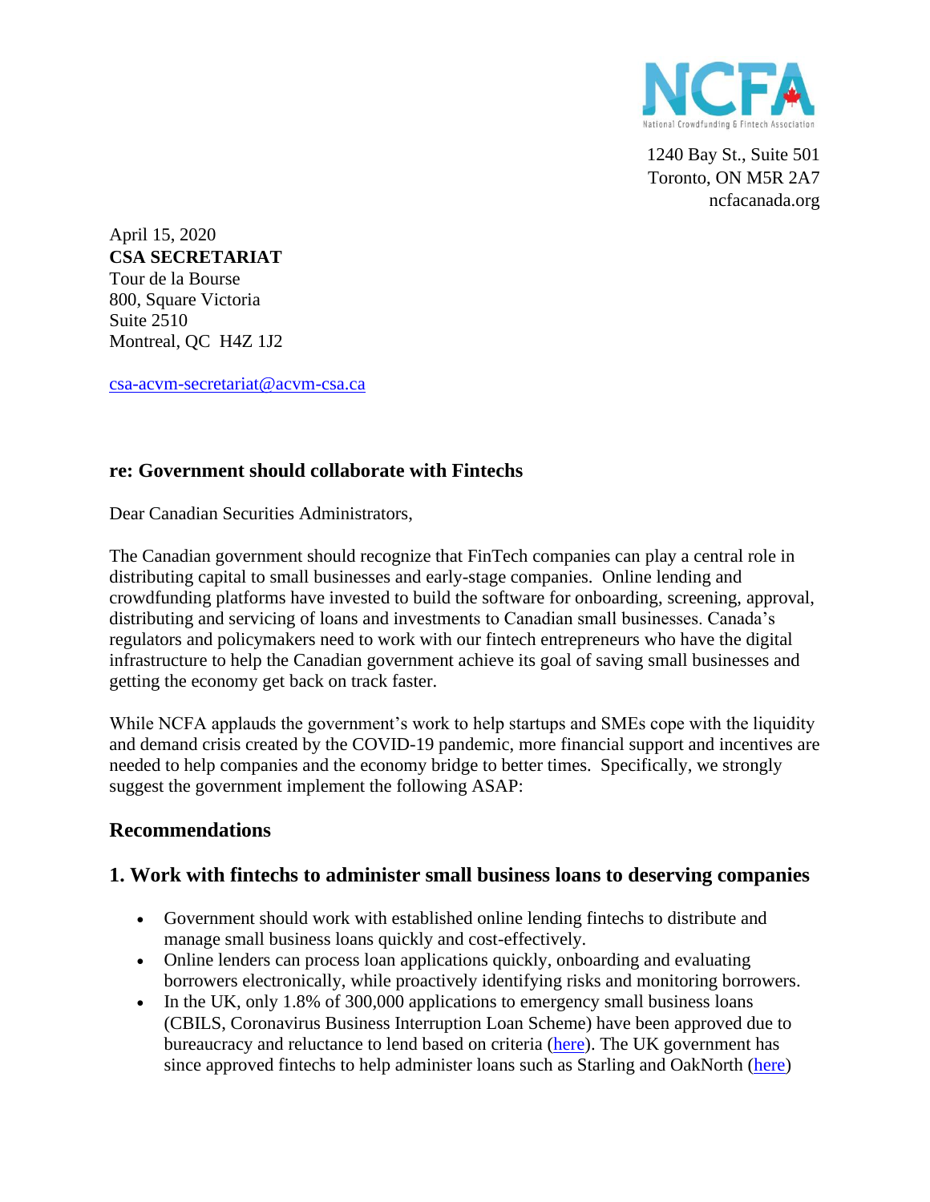NCFA
National Crowdfunding & Fintech Association

1240 Bay St., Suite 501
Toronto, ON M5R 2A7
ncfacanada.org

April 15, 2020
**CSA SECRETARIAT**
Tour de la Bourse
800, Square Victoria
Suite 2510
Montreal, QC H4Z 1J2

csa-acvm-secretariat@acvm-csa.ca

**re: Government should collaborate with Fintechs**

Dear Canadian Securities Administrators,

The Canadian government should recognize that FinTech companies can play a central role in distributing capital to small businesses and early-stage companies. Online lending and crowdfunding platforms have invested to build the software for onboarding, screening, approval, distributing and servicing of loans and investments to Canadian small businesses. Canada's regulators and policymakers need to work with our fintech entrepreneurs who have the digital infrastructure to help the Canadian government achieve its goal of saving small businesses and getting the economy get back on track faster.

While NCFA applauds the government's work to help startups and SMEs cope with the liquidity and demand crisis created by the COVID-19 pandemic, more financial support and incentives are needed to help companies and the economy bridge to better times. Specifically, we strongly suggest the government implement the following ASAP:

## Recommendations

### 1. Work with fintechs to administer small business loans to deserving companies

- Government should work with established online lending fintechs to distribute and manage small business loans quickly and cost-effectively.
- Online lenders can process loan applications quickly, onboarding and evaluating borrowers electronically, while proactively identifying risks and monitoring borrowers.
- In the UK, only 1.8% of 300,000 applications to emergency small business loans (CBILS, Coronavirus Business Interruption Loan Scheme) have been approved due to bureaucracy and reluctance to lend based on criteria (here). The UK government has since approved fintechs to help administer loans such as Starling and OakNorth (here)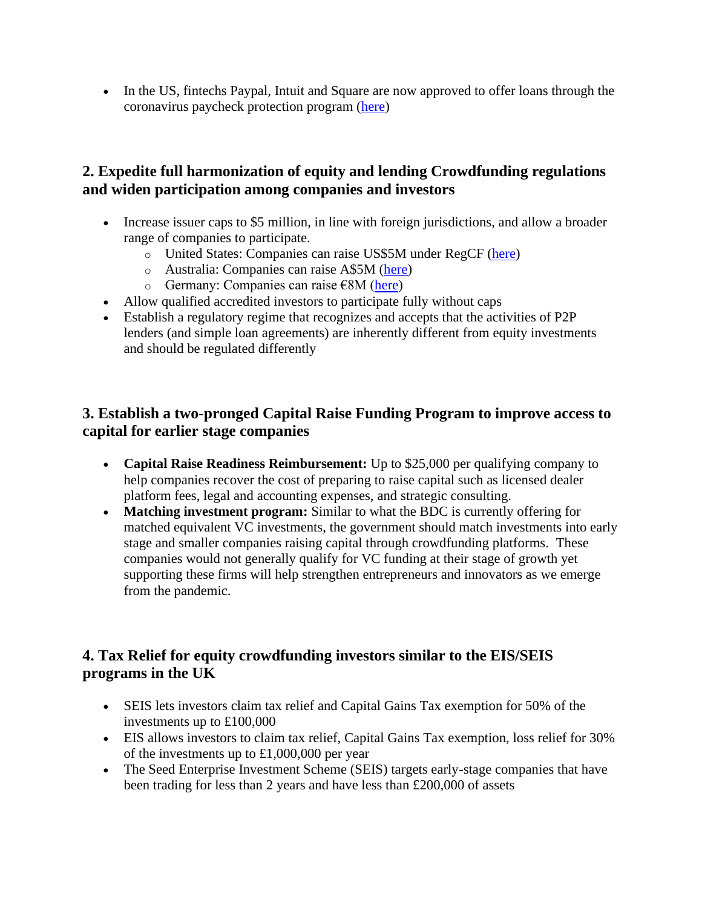- In the US, fintechs Paypal, Intuit and Square are now approved to offer loans through the coronavirus paycheck protection program (here)

## 2. Expedite full harmonization of equity and lending Crowdfunding regulations and widen participation among companies and investors

- Increase issuer caps to $5 million, in line with foreign jurisdictions, and allow a broader range of companies to participate.
  - United States: Companies can raise US$5M under RegCF (here)
  - Australia: Companies can raise A$5M (here)
  - Germany: Companies can raise €8M (here)
- Allow qualified accredited investors to participate fully without caps
- Establish a regulatory regime that recognizes and accepts that the activities of P2P lenders (and simple loan agreements) are inherently different from equity investments and should be regulated differently

## 3. Establish a two-pronged Capital Raise Funding Program to improve access to capital for earlier stage companies

- **Capital Raise Readiness Reimbursement:** Up to $25,000 per qualifying company to help companies recover the cost of preparing to raise capital such as licensed dealer platform fees, legal and accounting expenses, and strategic consulting.
- **Matching investment program:** Similar to what the BDC is currently offering for matched equivalent VC investments, the government should match investments into early stage and smaller companies raising capital through crowdfunding platforms. These companies would not generally qualify for VC funding at their stage of growth yet supporting these firms will help strengthen entrepreneurs and innovators as we emerge from the pandemic.

## 4. Tax Relief for equity crowdfunding investors similar to the EIS/SEIS programs in the UK

- SEIS lets investors claim tax relief and Capital Gains Tax exemption for 50% of the investments up to £100,000
- EIS allows investors to claim tax relief, Capital Gains Tax exemption, loss relief for 30% of the investments up to £1,000,000 per year
- The Seed Enterprise Investment Scheme (SEIS) targets early-stage companies that have been trading for less than 2 years and have less than £200,000 of assets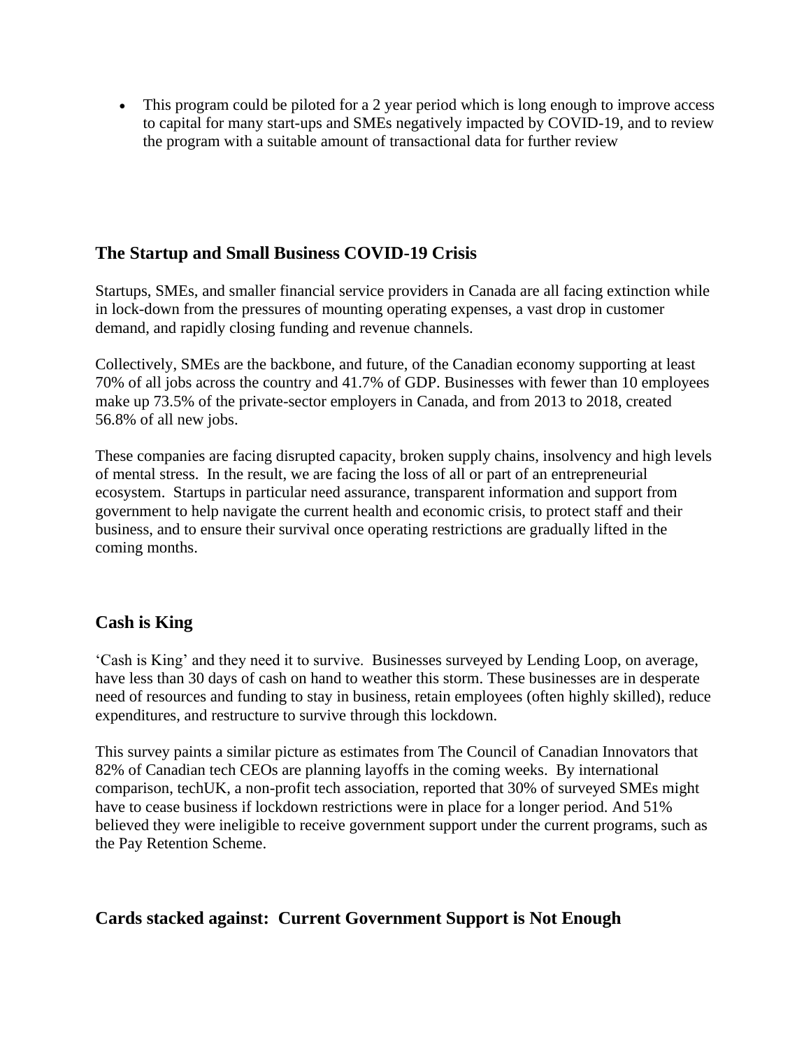- This program could be piloted for a 2 year period which is long enough to improve access to capital for many start-ups and SMEs negatively impacted by COVID-19, and to review the program with a suitable amount of transactional data for further review

## The Startup and Small Business COVID-19 Crisis

Startups, SMEs, and smaller financial service providers in Canada are all facing extinction while in lock-down from the pressures of mounting operating expenses, a vast drop in customer demand, and rapidly closing funding and revenue channels.

Collectively, SMEs are the backbone, and future, of the Canadian economy supporting at least 70% of all jobs across the country and 41.7% of GDP. Businesses with fewer than 10 employees make up 73.5% of the private-sector employers in Canada, and from 2013 to 2018, created 56.8% of all new jobs.

These companies are facing disrupted capacity, broken supply chains, insolvency and high levels of mental stress. In the result, we are facing the loss of all or part of an entrepreneurial ecosystem. Startups in particular need assurance, transparent information and support from government to help navigate the current health and economic crisis, to protect staff and their business, and to ensure their survival once operating restrictions are gradually lifted in the coming months.

## Cash is King

'Cash is King' and they need it to survive. Businesses surveyed by Lending Loop, on average, have less than 30 days of cash on hand to weather this storm. These businesses are in desperate need of resources and funding to stay in business, retain employees (often highly skilled), reduce expenditures, and restructure to survive through this lockdown.

This survey paints a similar picture as estimates from The Council of Canadian Innovators that 82% of Canadian tech CEOs are planning layoffs in the coming weeks. By international comparison, techUK, a non-profit tech association, reported that 30% of surveyed SMEs might have to cease business if lockdown restrictions were in place for a longer period. And 51% believed they were ineligible to receive government support under the current programs, such as the Pay Retention Scheme.

## Cards stacked against: Current Government Support is Not Enough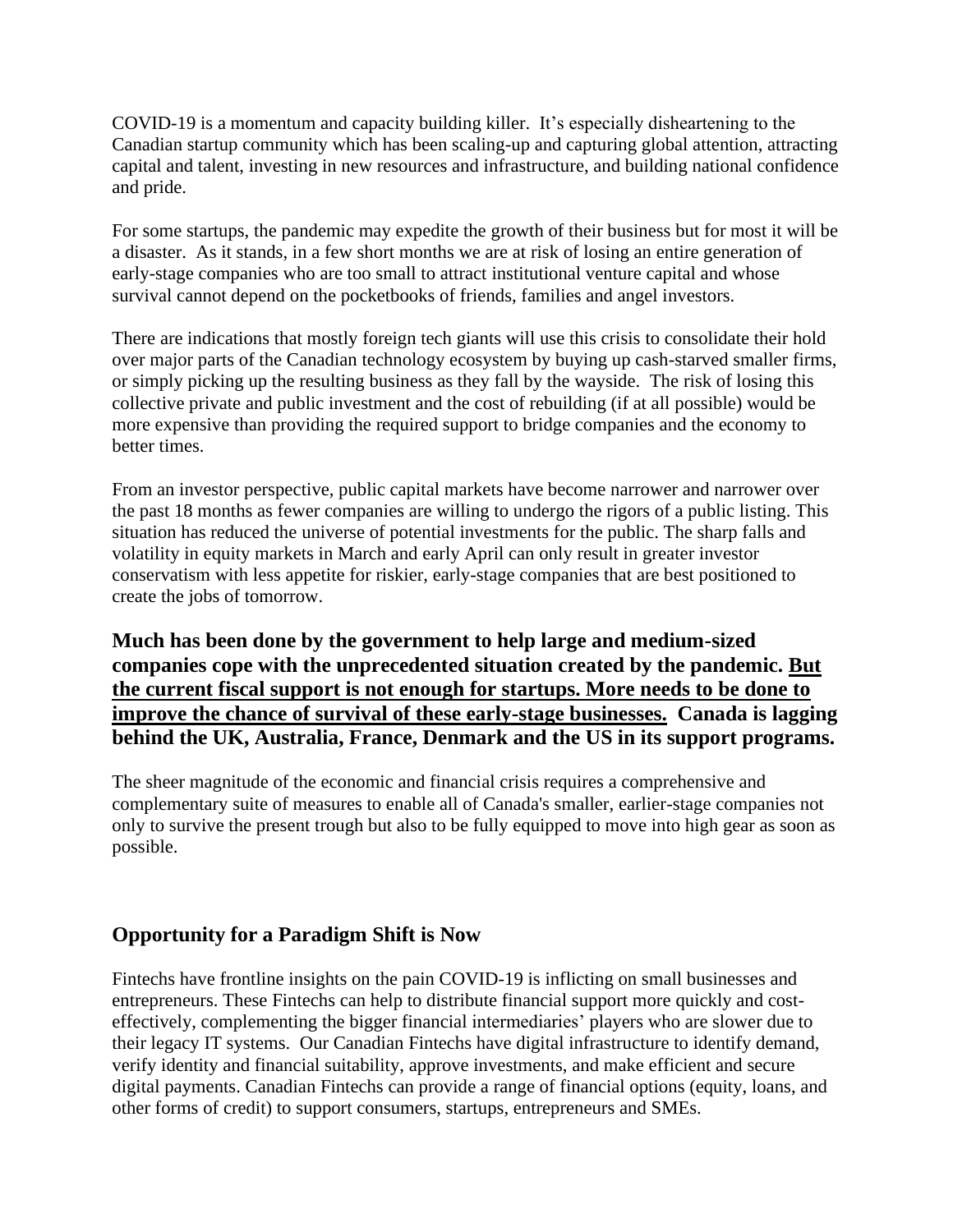COVID-19 is a momentum and capacity building killer. It's especially disheartening to the Canadian startup community which has been scaling-up and capturing global attention, attracting capital and talent, investing in new resources and infrastructure, and building national confidence and pride.

For some startups, the pandemic may expedite the growth of their business but for most it will be a disaster. As it stands, in a few short months we are at risk of losing an entire generation of early-stage companies who are too small to attract institutional venture capital and whose survival cannot depend on the pocketbooks of friends, families and angel investors.

There are indications that mostly foreign tech giants will use this crisis to consolidate their hold over major parts of the Canadian technology ecosystem by buying up cash-starved smaller firms, or simply picking up the resulting business as they fall by the wayside. The risk of losing this collective private and public investment and the cost of rebuilding (if at all possible) would be more expensive than providing the required support to bridge companies and the economy to better times.

From an investor perspective, public capital markets have become narrower and narrower over the past 18 months as fewer companies are willing to undergo the rigors of a public listing. This situation has reduced the universe of potential investments for the public. The sharp falls and volatility in equity markets in March and early April can only result in greater investor conservatism with less appetite for riskier, early-stage companies that are best positioned to create the jobs of tomorrow.

**Much has been done by the government to help large and medium-sized companies cope with the unprecedented situation created by the pandemic. <u>But the current fiscal support is not enough for startups. More needs to be done to improve the chance of survival of these early-stage businesses.</u> Canada is lagging behind the UK, Australia, France, Denmark and the US in its support programs.**

The sheer magnitude of the economic and financial crisis requires a comprehensive and complementary suite of measures to enable all of Canada's smaller, earlier-stage companies not only to survive the present trough but also to be fully equipped to move into high gear as soon as possible.

## Opportunity for a Paradigm Shift is Now

Fintechs have frontline insights on the pain COVID-19 is inflicting on small businesses and entrepreneurs. These Fintechs can help to distribute financial support more quickly and cost-effectively, complementing the bigger financial intermediaries' players who are slower due to their legacy IT systems. Our Canadian Fintechs have digital infrastructure to identify demand, verify identity and financial suitability, approve investments, and make efficient and secure digital payments. Canadian Fintechs can provide a range of financial options (equity, loans, and other forms of credit) to support consumers, startups, entrepreneurs and SMEs.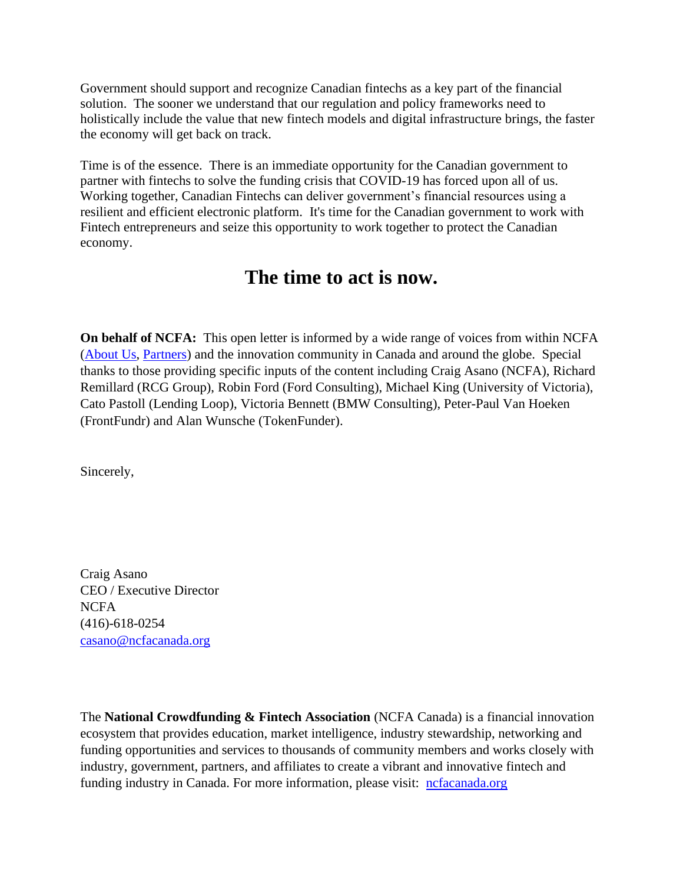Government should support and recognize Canadian fintechs as a key part of the financial solution. The sooner we understand that our regulation and policy frameworks need to holistically include the value that new fintech models and digital infrastructure brings, the faster the economy will get back on track.

Time is of the essence. There is an immediate opportunity for the Canadian government to partner with fintechs to solve the funding crisis that COVID-19 has forced upon all of us. Working together, Canadian Fintechs can deliver government's financial resources using a resilient and efficient electronic platform. It's time for the Canadian government to work with Fintech entrepreneurs and seize this opportunity to work together to protect the Canadian economy.

## The time to act is now.

**On behalf of NCFA:** This open letter is informed by a wide range of voices from within NCFA ([About Us](), [Partners]()) and the innovation community in Canada and around the globe. Special thanks to those providing specific inputs of the content including Craig Asano (NCFA), Richard Remillard (RCG Group), Robin Ford (Ford Consulting), Michael King (University of Victoria), Cato Pastoll (Lending Loop), Victoria Bennett (BMW Consulting), Peter-Paul Van Hoeken (FrontFundr) and Alan Wunsche (TokenFunder).

Sincerely,

Craig Asano
CEO / Executive Director
NCFA
(416)-618-0254
casano@ncfacanada.org

The **National Crowdfunding & Fintech Association** (NCFA Canada) is a financial innovation ecosystem that provides education, market intelligence, industry stewardship, networking and funding opportunities and services to thousands of community members and works closely with industry, government, partners, and affiliates to create a vibrant and innovative fintech and funding industry in Canada. For more information, please visit: ncfacanada.org